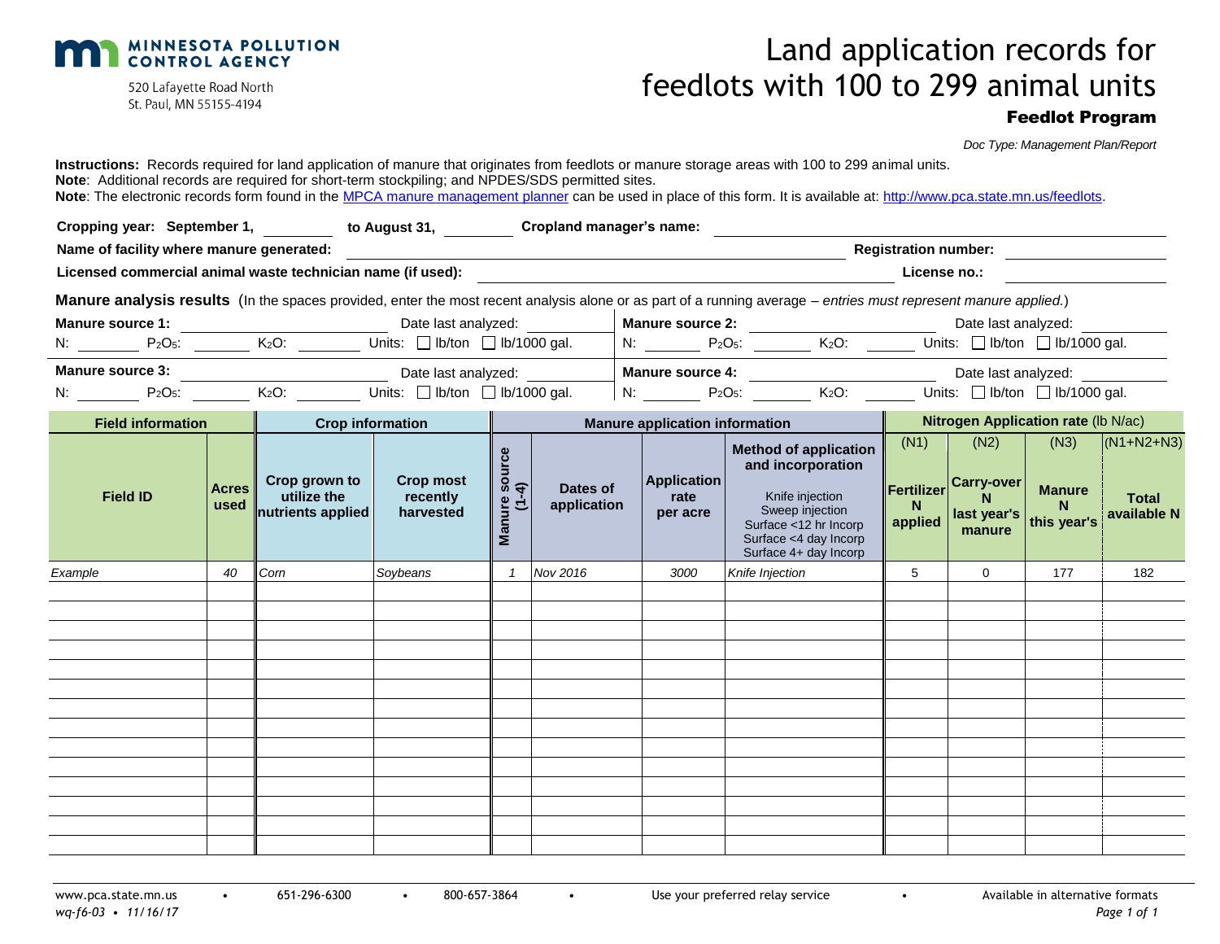MINNESOTA POLLUTION CONTROL AGENCY

520 Lafayette Road North
St. Paul, MN 55155-4194

# Land application records for feedlots with 100 to 299 animal units

## Feedlot Program

*Doc Type: Management Plan/Report*

**Instructions:** Records required for land application of manure that originates from feedlots or manure storage areas with 100 to 299 animal units.
**Note**: Additional records are required for short-term stockpiling; and NPDES/SDS permitted sites.
**Note**: The electronic records form found in the MPCA manure management planner can be used in place of this form. It is available at: http://www.pca.state.mn.us/feedlots.

**Cropping year: September 1,** ________ **to August 31,** ________ **Cropland manager's name:** ________________

**Name of facility where manure generated:** ________________ **Registration number:** ________________

**Licensed commercial animal waste technician name (if used):** ________________ **License no.:** ________________

**Manure analysis results** (In the spaces provided, enter the most recent analysis alone or as part of a running average – *entries must represent manure applied.*)

**Manure source 1:** ________________ Date last analyzed: ________
N: ________ $P_2O_5$: ________ $K_2O$: ________ Units: ☐ lb/ton ☐ lb/1000 gal.

**Manure source 2:** ________________ Date last analyzed: ________
N: ________ $P_2O_5$: ________ $K_2O$: ________ Units: ☐ lb/ton ☐ lb/1000 gal.

**Manure source 3:** ________________ Date last analyzed: ________
N: ________ $P_2O_5$: ________ $K_2O$: ________ Units: ☐ lb/ton ☐ lb/1000 gal.

**Manure source 4:** ________________ Date last analyzed: ________
N: ________ $P_2O_5$: ________ $K_2O$: ________ Units: ☐ lb/ton ☐ lb/1000 gal.

| **Field information** | | **Crop information** | | **Manure application information** | | | | **Nitrogen Application rate** (lb N/ac) | | | |
|---|---|---|---|---|---|---|---|---|---|---|---|
| **Field ID** | **Acres used** | **Crop grown to utilize the nutrients applied** | **Crop most recently harvested** | **Manure source (1-4)** | **Dates of application** | **Application rate per acre** | **Method of application and incorporation** Knife injection Sweep injection Surface <12 hr Incorp Surface <4 day Incorp Surface 4+ day Incorp | (N1) **Fertilizer N applied** | (N2) **Carry-over N last year's manure** | (N3) **Manure N this year's** | (N1+N2+N3) **Total available N** |
| *Example* | *40* | *Corn* | *Soybeans* | *1* | *Nov 2016* | *3000* | *Knife Injection* | 5 | 0 | 177 | 182 |
| | | | | | | | | | | | |
| | | | | | | | | | | | |
| | | | | | | | | | | | |
| | | | | | | | | | | | |
| | | | | | | | | | | | |
| | | | | | | | | | | | |
| | | | | | | | | | | | |
| | | | | | | | | | | | |
| | | | | | | | | | | | |
| | | | | | | | | | | | |
| | | | | | | | | | | | |
| | | | | | | | | | | | |
| | | | | | | | | | | | |
| | | | | | | | | | | | |

www.pca.state.mn.us • 651-296-6300 • 800-657-3864 • Use your preferred relay service • Available in alternative formats

*wq-f6-03 • 11/16/17*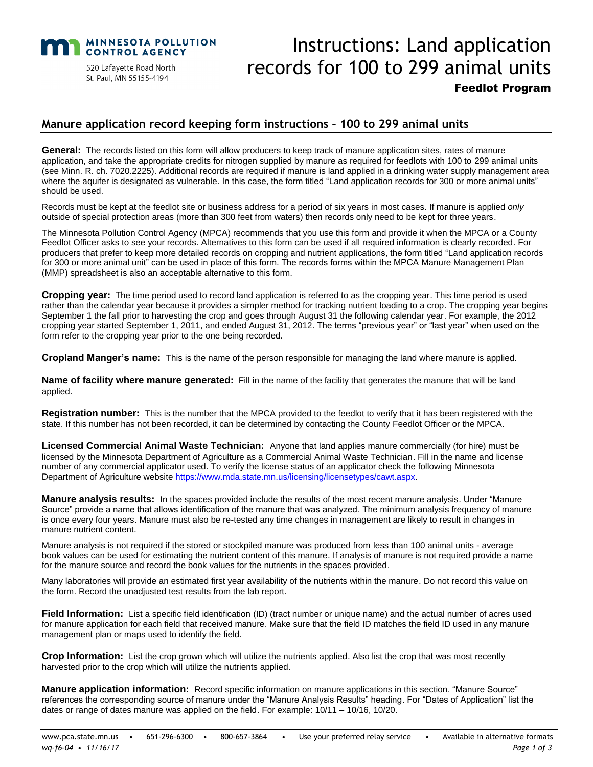# Instructions: Land application records for 100 to 299 animal units

**Feedlot Program**

## Manure application record keeping form instructions – 100 to 299 animal units

**General:** The records listed on this form will allow producers to keep track of manure application sites, rates of manure application, and take the appropriate credits for nitrogen supplied by manure as required for feedlots with 100 to 299 animal units (see Minn. R. ch. 7020.2225). Additional records are required if manure is land applied in a drinking water supply management area where the aquifer is designated as vulnerable. In this case, the form titled "Land application records for 300 or more animal units" should be used.

Records must be kept at the feedlot site or business address for a period of six years in most cases. If manure is applied *only* outside of special protection areas (more than 300 feet from waters) then records only need to be kept for three years.

The Minnesota Pollution Control Agency (MPCA) recommends that you use this form and provide it when the MPCA or a County Feedlot Officer asks to see your records. Alternatives to this form can be used if all required information is clearly recorded. For producers that prefer to keep more detailed records on cropping and nutrient applications, the form titled "Land application records for 300 or more animal unit" can be used in place of this form. The records forms within the MPCA Manure Management Plan (MMP) spreadsheet is also an acceptable alternative to this form.

**Cropping year:** The time period used to record land application is referred to as the cropping year. This time period is used rather than the calendar year because it provides a simpler method for tracking nutrient loading to a crop. The cropping year begins September 1 the fall prior to harvesting the crop and goes through August 31 the following calendar year. For example, the 2012 cropping year started September 1, 2011, and ended August 31, 2012. The terms "previous year" or "last year" when used on the form refer to the cropping year prior to the one being recorded.

**Cropland Manger's name:** This is the name of the person responsible for managing the land where manure is applied.

**Name of facility where manure generated:** Fill in the name of the facility that generates the manure that will be land applied.

**Registration number:** This is the number that the MPCA provided to the feedlot to verify that it has been registered with the state. If this number has not been recorded, it can be determined by contacting the County Feedlot Officer or the MPCA.

**Licensed Commercial Animal Waste Technician:** Anyone that land applies manure commercially (for hire) must be licensed by the Minnesota Department of Agriculture as a Commercial Animal Waste Technician. Fill in the name and license number of any commercial applicator used. To verify the license status of an applicator check the following Minnesota Department of Agriculture website https://www.mda.state.mn.us/licensing/licensetypes/cawt.aspx.

**Manure analysis results:** In the spaces provided include the results of the most recent manure analysis. Under "Manure Source" provide a name that allows identification of the manure that was analyzed. The minimum analysis frequency of manure is once every four years. Manure must also be re-tested any time changes in management are likely to result in changes in manure nutrient content.

Manure analysis is not required if the stored or stockpiled manure was produced from less than 100 animal units - average book values can be used for estimating the nutrient content of this manure. If analysis of manure is not required provide a name for the manure source and record the book values for the nutrients in the spaces provided.

Many laboratories will provide an estimated first year availability of the nutrients within the manure. Do not record this value on the form. Record the unadjusted test results from the lab report.

**Field Information:** List a specific field identification (ID) (tract number or unique name) and the actual number of acres used for manure application for each field that received manure. Make sure that the field ID matches the field ID used in any manure management plan or maps used to identify the field.

**Crop Information:** List the crop grown which will utilize the nutrients applied. Also list the crop that was most recently harvested prior to the crop which will utilize the nutrients applied.

**Manure application information:** Record specific information on manure applications in this section. "Manure Source" references the corresponding source of manure under the "Manure Analysis Results" heading. For "Dates of Application" list the dates or range of dates manure was applied on the field. For example: 10/11 – 10/16, 10/20.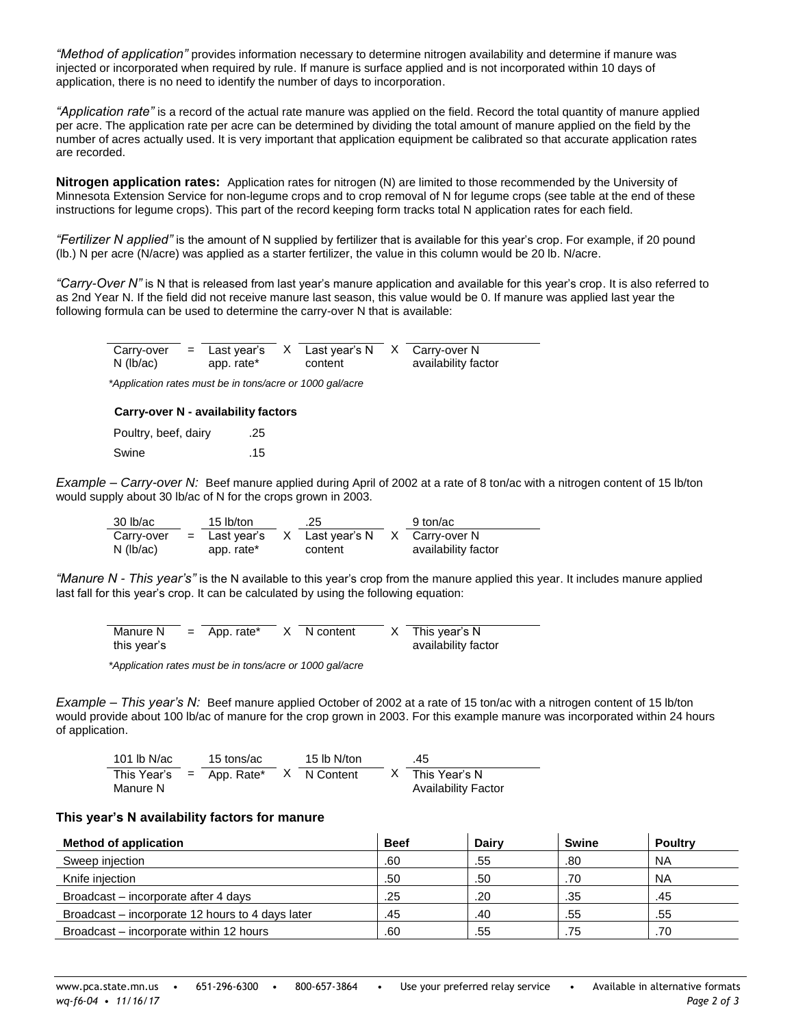*"Method of application"* provides information necessary to determine nitrogen availability and determine if manure was injected or incorporated when required by rule. If manure is surface applied and is not incorporated within 10 days of application, there is no need to identify the number of days to incorporation.

*"Application rate"* is a record of the actual rate manure was applied on the field. Record the total quantity of manure applied per acre. The application rate per acre can be determined by dividing the total amount of manure applied on the field by the number of acres actually used. It is very important that application equipment be calibrated so that accurate application rates are recorded.

**Nitrogen application rates:** Application rates for nitrogen (N) are limited to those recommended by the University of Minnesota Extension Service for non-legume crops and to crop removal of N for legume crops (see table at the end of these instructions for legume crops). This part of the record keeping form tracks total N application rates for each field.

*"Fertilizer N applied"* is the amount of N supplied by fertilizer that is available for this year's crop. For example, if 20 pound (lb.) N per acre (N/acre) was applied as a starter fertilizer, the value in this column would be 20 lb. N/acre.

*"Carry-Over N"* is N that is released from last year's manure application and available for this year's crop. It is also referred to as 2nd Year N. If the field did not receive manure last season, this value would be 0. If manure was applied last year the following formula can be used to determine the carry-over N that is available:

| Carry-over N (lb/ac) | = | Last year's app. rate* | X | Last year's N content | X | Carry-over N availability factor |
|---|---|---|---|---|---|---|

*\*Application rates must be in tons/acre or 1000 gal/acre*

**Carry-over N - availability factors**

| | |
|---|---|
| Poultry, beef, dairy | .25 |
| Swine | .15 |

*Example – Carry-over N:* Beef manure applied during April of 2002 at a rate of 8 ton/ac with a nitrogen content of 15 lb/ton would supply about 30 lb/ac of N for the crops grown in 2003.

| 30 lb/ac | | 15 lb/ton | | .25 | | 9 ton/ac |
|---|---|---|---|---|---|---|
| Carry-over N (lb/ac) | = | Last year's app. rate* | X | Last year's N content | X | Carry-over N availability factor |

*"Manure N - This year's"* is the N available to this year's crop from the manure applied this year. It includes manure applied last fall for this year's crop. It can be calculated by using the following equation:

| Manure N this year's | = | App. rate* | X | N content | X | This year's N availability factor |
|---|---|---|---|---|---|---|

*\*Application rates must be in tons/acre or 1000 gal/acre*

*Example – This year's N:* Beef manure applied October of 2002 at a rate of 15 ton/ac with a nitrogen content of 15 lb/ton would provide about 100 lb/ac of manure for the crop grown in 2003. For this example manure was incorporated within 24 hours of application.

| 101 lb N/ac | | 15 tons/ac | | 15 lb N/ton | | .45 |
|---|---|---|---|---|---|---|
| This Year's Manure N | = | App. Rate* | X | N Content | X | This Year's N Availability Factor |

### This year's N availability factors for manure

| Method of application | Beef | Dairy | Swine | Poultry |
|---|---|---|---|---|
| Sweep injection | .60 | .55 | .80 | NA |
| Knife injection | .50 | .50 | .70 | NA |
| Broadcast – incorporate after 4 days | .25 | .20 | .35 | .45 |
| Broadcast – incorporate 12 hours to 4 days later | .45 | .40 | .55 | .55 |
| Broadcast – incorporate within 12 hours | .60 | .55 | .75 | .70 |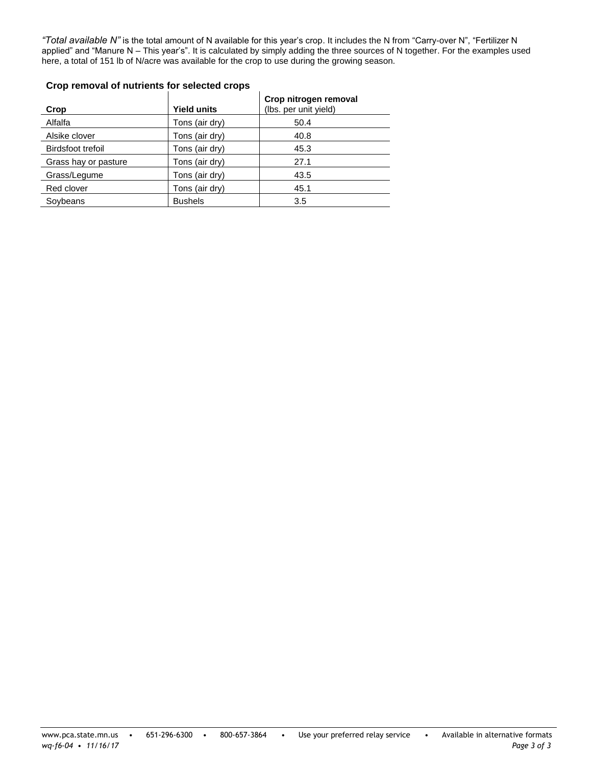*"Total available N"* is the total amount of N available for this year's crop. It includes the N from "Carry-over N", "Fertilizer N applied" and "Manure N – This year's". It is calculated by simply adding the three sources of N together. For the examples used here, a total of 151 lb of N/acre was available for the crop to use during the growing season.

### Crop removal of nutrients for selected crops

| **Crop** | **Yield units** | **Crop nitrogen removal** (lbs. per unit yield) |
| --- | --- | --- |
| Alfalfa | Tons (air dry) | 50.4 |
| Alsike clover | Tons (air dry) | 40.8 |
| Birdsfoot trefoil | Tons (air dry) | 45.3 |
| Grass hay or pasture | Tons (air dry) | 27.1 |
| Grass/Legume | Tons (air dry) | 43.5 |
| Red clover | Tons (air dry) | 45.1 |
| Soybeans | Bushels | 3.5 |